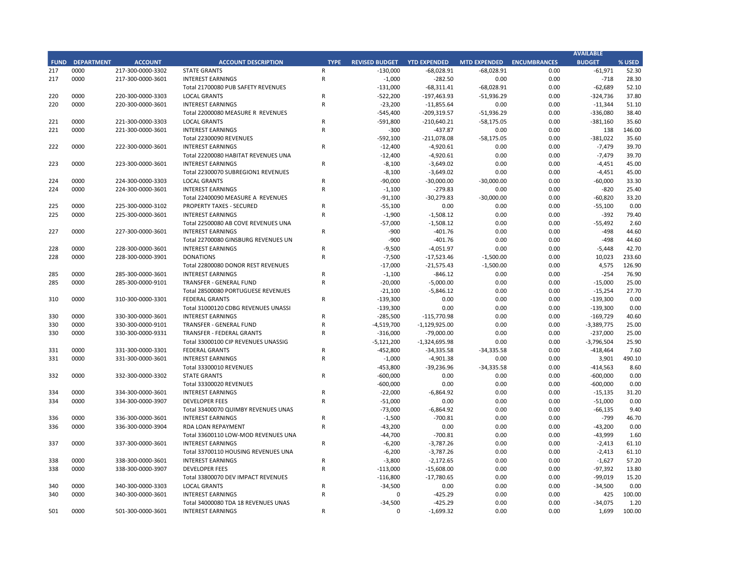| FUND | DEPARTMENT | ACCOUNT | ACCOUNT DESCRIPTION | TYPE | REVISED BUDGET | YTD EXPENDED | MTD EXPENDED | ENCUMBRANCES | AVAILABLE BUDGET | % USED |
|---|---|---|---|---|---|---|---|---|---|---|
| 217 | 0000 | 217-300-0000-3302 | STATE GRANTS | R | -130,000 | -68,028.91 | -68,028.91 | 0.00 | -61,971 | 52.30 |
| 217 | 0000 | 217-300-0000-3601 | INTEREST EARNINGS | R | -1,000 | -282.50 | 0.00 | 0.00 | -718 | 28.30 |
| | | | Total 21700080 PUB SAFETY REVENUES | | -131,000 | -68,311.41 | -68,028.91 | 0.00 | -62,689 | 52.10 |
| 220 | 0000 | 220-300-0000-3303 | LOCAL GRANTS | R | -522,200 | -197,463.93 | -51,936.29 | 0.00 | -324,736 | 37.80 |
| 220 | 0000 | 220-300-0000-3601 | INTEREST EARNINGS | R | -23,200 | -11,855.64 | 0.00 | 0.00 | -11,344 | 51.10 |
| | | | Total 22000080 MEASURE R REVENUES | | -545,400 | -209,319.57 | -51,936.29 | 0.00 | -336,080 | 38.40 |
| 221 | 0000 | 221-300-0000-3303 | LOCAL GRANTS | R | -591,800 | -210,640.21 | -58,175.05 | 0.00 | -381,160 | 35.60 |
| 221 | 0000 | 221-300-0000-3601 | INTEREST EARNINGS | R | -300 | -437.87 | 0.00 | 0.00 | 138 | 146.00 |
| | | | Total 22300090 REVENUES | | -592,100 | -211,078.08 | -58,175.05 | 0.00 | -381,022 | 35.60 |
| 222 | 0000 | 222-300-0000-3601 | INTEREST EARNINGS | R | -12,400 | -4,920.61 | 0.00 | 0.00 | -7,479 | 39.70 |
| | | | Total 22200080 HABITAT REVENUES UNA | | -12,400 | -4,920.61 | 0.00 | 0.00 | -7,479 | 39.70 |
| 223 | 0000 | 223-300-0000-3601 | INTEREST EARNINGS | R | -8,100 | -3,649.02 | 0.00 | 0.00 | -4,451 | 45.00 |
| | | | Total 22300070 SUBREGION1 REVENUES | | -8,100 | -3,649.02 | 0.00 | 0.00 | -4,451 | 45.00 |
| 224 | 0000 | 224-300-0000-3303 | LOCAL GRANTS | R | -90,000 | -30,000.00 | -30,000.00 | 0.00 | -60,000 | 33.30 |
| 224 | 0000 | 224-300-0000-3601 | INTEREST EARNINGS | R | -1,100 | -279.83 | 0.00 | 0.00 | -820 | 25.40 |
| | | | Total 22400090 MEASURE A REVENUES | | -91,100 | -30,279.83 | -30,000.00 | 0.00 | -60,820 | 33.20 |
| 225 | 0000 | 225-300-0000-3102 | PROPERTY TAXES - SECURED | R | -55,100 | 0.00 | 0.00 | 0.00 | -55,100 | 0.00 |
| 225 | 0000 | 225-300-0000-3601 | INTEREST EARNINGS | R | -1,900 | -1,508.12 | 0.00 | 0.00 | -392 | 79.40 |
| | | | Total 22500080 AB COVE REVENUES UNA | | -57,000 | -1,508.12 | 0.00 | 0.00 | -55,492 | 2.60 |
| 227 | 0000 | 227-300-0000-3601 | INTEREST EARNINGS | R | -900 | -401.76 | 0.00 | 0.00 | -498 | 44.60 |
| | | | Total 22700080 GINSBURG REVENUES UN | | -900 | -401.76 | 0.00 | 0.00 | -498 | 44.60 |
| 228 | 0000 | 228-300-0000-3601 | INTEREST EARNINGS | R | -9,500 | -4,051.97 | 0.00 | 0.00 | -5,448 | 42.70 |
| 228 | 0000 | 228-300-0000-3901 | DONATIONS | R | -7,500 | -17,523.46 | -1,500.00 | 0.00 | 10,023 | 233.60 |
| | | | Total 22800080 DONOR REST REVENUES | | -17,000 | -21,575.43 | -1,500.00 | 0.00 | 4,575 | 126.90 |
| 285 | 0000 | 285-300-0000-3601 | INTEREST EARNINGS | R | -1,100 | -846.12 | 0.00 | 0.00 | -254 | 76.90 |
| 285 | 0000 | 285-300-0000-9101 | TRANSFER - GENERAL FUND | R | -20,000 | -5,000.00 | 0.00 | 0.00 | -15,000 | 25.00 |
| | | | Total 28500080 PORTUGUESE REVENUES | | -21,100 | -5,846.12 | 0.00 | 0.00 | -15,254 | 27.70 |
| 310 | 0000 | 310-300-0000-3301 | FEDERAL GRANTS | R | -139,300 | 0.00 | 0.00 | 0.00 | -139,300 | 0.00 |
| | | | Total 31000120 CDBG REVENUES UNASSI | | -139,300 | 0.00 | 0.00 | 0.00 | -139,300 | 0.00 |
| 330 | 0000 | 330-300-0000-3601 | INTEREST EARNINGS | R | -285,500 | -115,770.98 | 0.00 | 0.00 | -169,729 | 40.60 |
| 330 | 0000 | 330-300-0000-9101 | TRANSFER - GENERAL FUND | R | -4,519,700 | -1,129,925.00 | 0.00 | 0.00 | -3,389,775 | 25.00 |
| 330 | 0000 | 330-300-0000-9331 | TRANSFER - FEDERAL GRANTS | R | -316,000 | -79,000.00 | 0.00 | 0.00 | -237,000 | 25.00 |
| | | | Total 33000100 CIP REVENUES UNASSIG | | -5,121,200 | -1,324,695.98 | 0.00 | 0.00 | -3,796,504 | 25.90 |
| 331 | 0000 | 331-300-0000-3301 | FEDERAL GRANTS | R | -452,800 | -34,335.58 | -34,335.58 | 0.00 | -418,464 | 7.60 |
| 331 | 0000 | 331-300-0000-3601 | INTEREST EARNINGS | R | -1,000 | -4,901.38 | 0.00 | 0.00 | 3,901 | 490.10 |
| | | | Total 33300010 REVENUES | | -453,800 | -39,236.96 | -34,335.58 | 0.00 | -414,563 | 8.60 |
| 332 | 0000 | 332-300-0000-3302 | STATE GRANTS | R | -600,000 | 0.00 | 0.00 | 0.00 | -600,000 | 0.00 |
| | | | Total 33300020 REVENUES | | -600,000 | 0.00 | 0.00 | 0.00 | -600,000 | 0.00 |
| 334 | 0000 | 334-300-0000-3601 | INTEREST EARNINGS | R | -22,000 | -6,864.92 | 0.00 | 0.00 | -15,135 | 31.20 |
| 334 | 0000 | 334-300-0000-3907 | DEVELOPER FEES | R | -51,000 | 0.00 | 0.00 | 0.00 | -51,000 | 0.00 |
| | | | Total 33400070 QUIMBY REVENUES UNAS | | -73,000 | -6,864.92 | 0.00 | 0.00 | -66,135 | 9.40 |
| 336 | 0000 | 336-300-0000-3601 | INTEREST EARNINGS | R | -1,500 | -700.81 | 0.00 | 0.00 | -799 | 46.70 |
| 336 | 0000 | 336-300-0000-3904 | RDA LOAN REPAYMENT | R | -43,200 | 0.00 | 0.00 | 0.00 | -43,200 | 0.00 |
| | | | Total 33600110 LOW-MOD REVENUES UNA | | -44,700 | -700.81 | 0.00 | 0.00 | -43,999 | 1.60 |
| 337 | 0000 | 337-300-0000-3601 | INTEREST EARNINGS | R | -6,200 | -3,787.26 | 0.00 | 0.00 | -2,413 | 61.10 |
| | | | Total 33700110 HOUSING REVENUES UNA | | -6,200 | -3,787.26 | 0.00 | 0.00 | -2,413 | 61.10 |
| 338 | 0000 | 338-300-0000-3601 | INTEREST EARNINGS | R | -3,800 | -2,172.65 | 0.00 | 0.00 | -1,627 | 57.20 |
| 338 | 0000 | 338-300-0000-3907 | DEVELOPER FEES | R | -113,000 | -15,608.00 | 0.00 | 0.00 | -97,392 | 13.80 |
| | | | Total 33800070 DEV IMPACT REVENUES | | -116,800 | -17,780.65 | 0.00 | 0.00 | -99,019 | 15.20 |
| 340 | 0000 | 340-300-0000-3303 | LOCAL GRANTS | R | -34,500 | 0.00 | 0.00 | 0.00 | -34,500 | 0.00 |
| 340 | 0000 | 340-300-0000-3601 | INTEREST EARNINGS | R | 0 | -425.29 | 0.00 | 0.00 | 425 | 100.00 |
| | | | Total 34000080 TDA 18 REVENUES UNAS | | -34,500 | -425.29 | 0.00 | 0.00 | -34,075 | 1.20 |
| 501 | 0000 | 501-300-0000-3601 | INTEREST EARNINGS | R | 0 | -1,699.32 | 0.00 | 0.00 | 1,699 | 100.00 |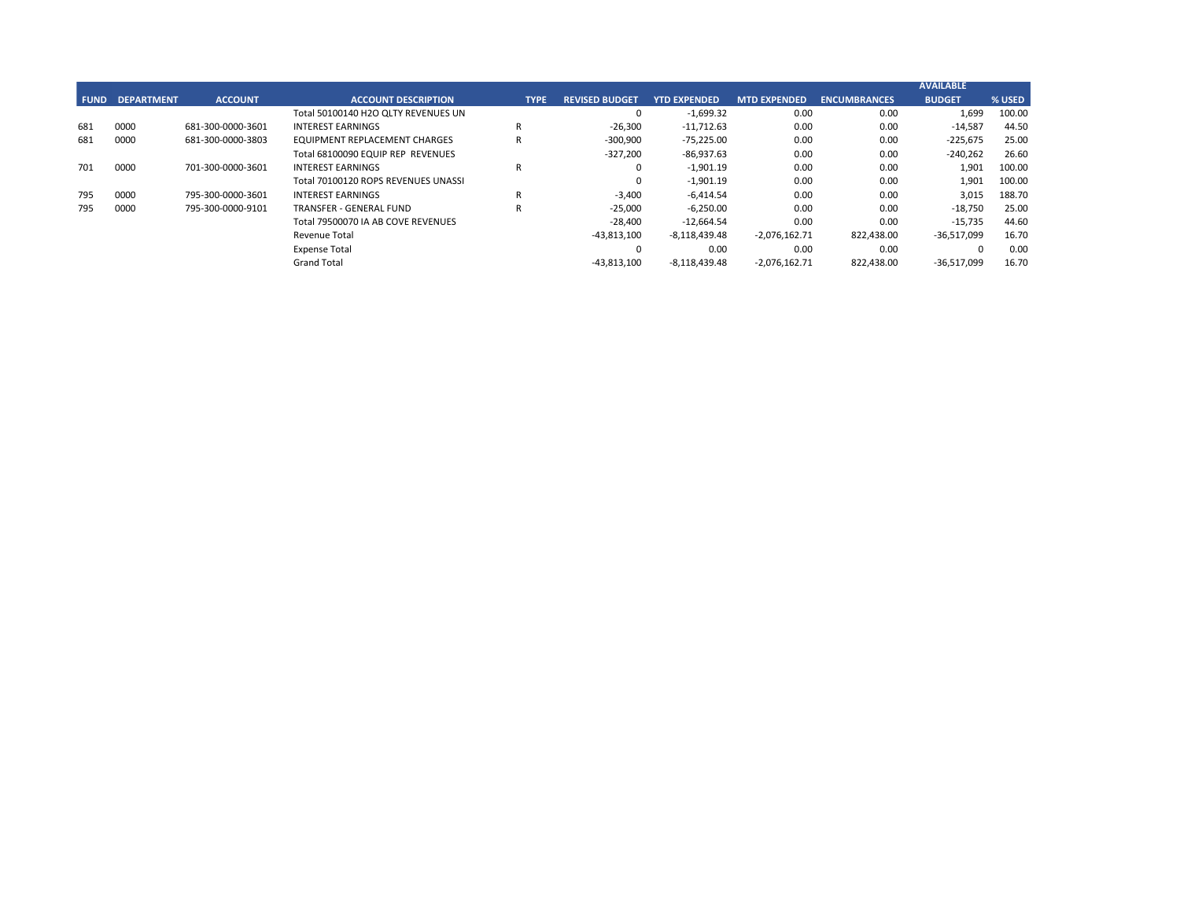| FUND | DEPARTMENT | ACCOUNT | ACCOUNT DESCRIPTION | TYPE | REVISED BUDGET | YTD EXPENDED | MTD EXPENDED | ENCUMBRANCES | AVAILABLE BUDGET | % USED |
|---|---|---|---|---|---|---|---|---|---|---|
| | | | Total 50100140 H2O QLTY REVENUES UN | | 0 | -1,699.32 | 0.00 | 0.00 | 1,699 | 100.00 |
| 681 | 0000 | 681-300-0000-3601 | INTEREST EARNINGS | R | -26,300 | -11,712.63 | 0.00 | 0.00 | -14,587 | 44.50 |
| 681 | 0000 | 681-300-0000-3803 | EQUIPMENT REPLACEMENT CHARGES | R | -300,900 | -75,225.00 | 0.00 | 0.00 | -225,675 | 25.00 |
| | | | Total 68100090 EQUIP REP REVENUES | | -327,200 | -86,937.63 | 0.00 | 0.00 | -240,262 | 26.60 |
| 701 | 0000 | 701-300-0000-3601 | INTEREST EARNINGS | R | 0 | -1,901.19 | 0.00 | 0.00 | 1,901 | 100.00 |
| | | | Total 70100120 ROPS REVENUES UNASSI | | 0 | -1,901.19 | 0.00 | 0.00 | 1,901 | 100.00 |
| 795 | 0000 | 795-300-0000-3601 | INTEREST EARNINGS | R | -3,400 | -6,414.54 | 0.00 | 0.00 | 3,015 | 188.70 |
| 795 | 0000 | 795-300-0000-9101 | TRANSFER - GENERAL FUND | R | -25,000 | -6,250.00 | 0.00 | 0.00 | -18,750 | 25.00 |
| | | | Total 79500070 IA AB COVE REVENUES | | -28,400 | -12,664.54 | 0.00 | 0.00 | -15,735 | 44.60 |
| | | | Revenue Total | | -43,813,100 | -8,118,439.48 | -2,076,162.71 | 822,438.00 | -36,517,099 | 16.70 |
| | | | Expense Total | | 0 | 0.00 | 0.00 | 0.00 | 0 | 0.00 |
| | | | Grand Total | | -43,813,100 | -8,118,439.48 | -2,076,162.71 | 822,438.00 | -36,517,099 | 16.70 |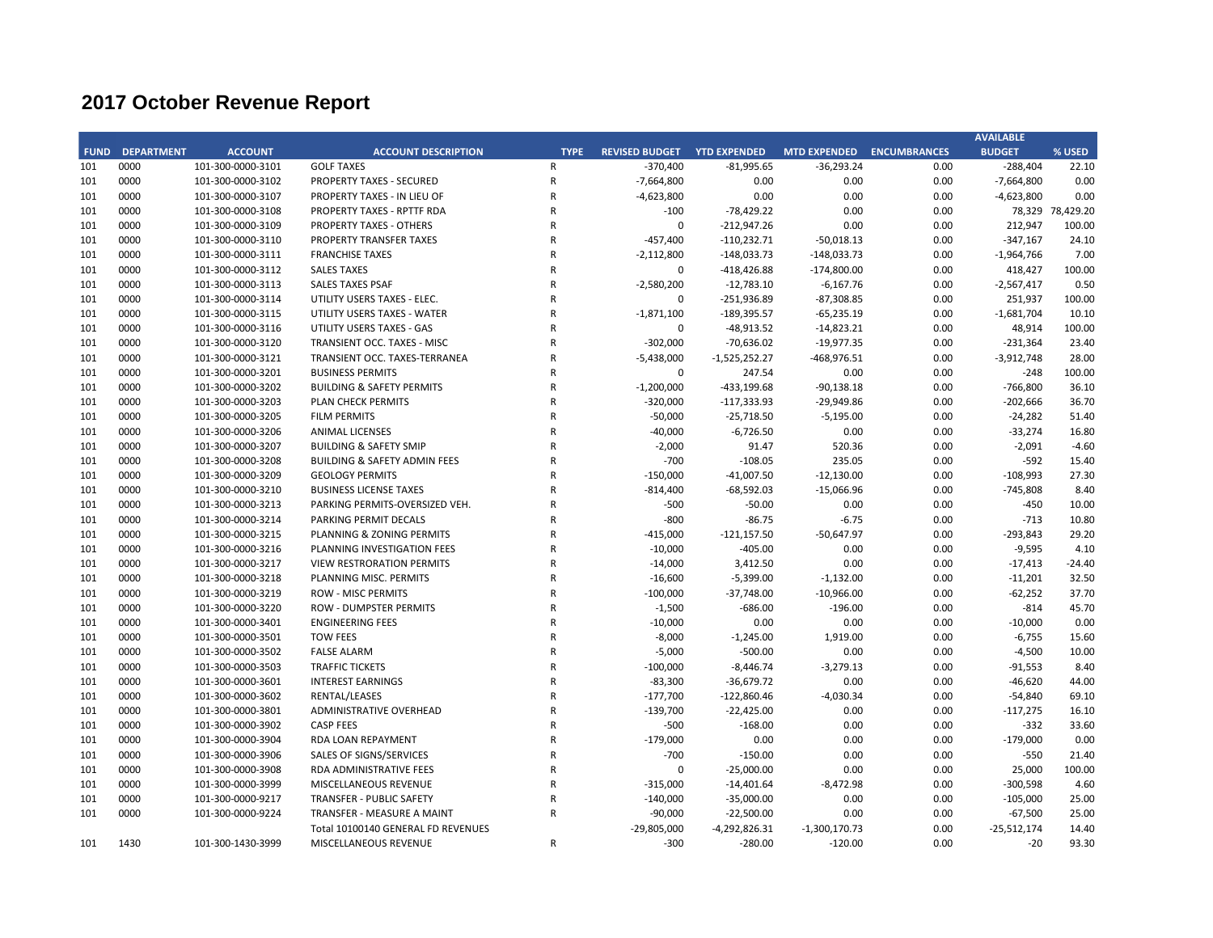# 2017 October Revenue Report

| FUND | DEPARTMENT | ACCOUNT | ACCOUNT DESCRIPTION | TYPE | REVISED BUDGET | YTD EXPENDED | MTD EXPENDED | ENCUMBRANCES | AVAILABLE BUDGET | % USED |
|---|---|---|---|---|---|---|---|---|---|---|
| 101 | 0000 | 101-300-0000-3101 | GOLF TAXES | R | -370,400 | -81,995.65 | -36,293.24 | 0.00 | -288,404 | 22.10 |
| 101 | 0000 | 101-300-0000-3102 | PROPERTY TAXES - SECURED | R | -7,664,800 | 0.00 | 0.00 | 0.00 | -7,664,800 | 0.00 |
| 101 | 0000 | 101-300-0000-3107 | PROPERTY TAXES - IN LIEU OF | R | -4,623,800 | 0.00 | 0.00 | 0.00 | -4,623,800 | 0.00 |
| 101 | 0000 | 101-300-0000-3108 | PROPERTY TAXES - RPTTF RDA | R | -100 | -78,429.22 | 0.00 | 0.00 | 78,329 | 78,429.20 |
| 101 | 0000 | 101-300-0000-3109 | PROPERTY TAXES - OTHERS | R | 0 | -212,947.26 | 0.00 | 0.00 | 212,947 | 100.00 |
| 101 | 0000 | 101-300-0000-3110 | PROPERTY TRANSFER TAXES | R | -457,400 | -110,232.71 | -50,018.13 | 0.00 | -347,167 | 24.10 |
| 101 | 0000 | 101-300-0000-3111 | FRANCHISE TAXES | R | -2,112,800 | -148,033.73 | -148,033.73 | 0.00 | -1,964,766 | 7.00 |
| 101 | 0000 | 101-300-0000-3112 | SALES TAXES | R | 0 | -418,426.88 | -174,800.00 | 0.00 | 418,427 | 100.00 |
| 101 | 0000 | 101-300-0000-3113 | SALES TAXES PSAF | R | -2,580,200 | -12,783.10 | -6,167.76 | 0.00 | -2,567,417 | 0.50 |
| 101 | 0000 | 101-300-0000-3114 | UTILITY USERS TAXES - ELEC. | R | 0 | -251,936.89 | -87,308.85 | 0.00 | 251,937 | 100.00 |
| 101 | 0000 | 101-300-0000-3115 | UTILITY USERS TAXES - WATER | R | -1,871,100 | -189,395.57 | -65,235.19 | 0.00 | -1,681,704 | 10.10 |
| 101 | 0000 | 101-300-0000-3116 | UTILITY USERS TAXES - GAS | R | 0 | -48,913.52 | -14,823.21 | 0.00 | 48,914 | 100.00 |
| 101 | 0000 | 101-300-0000-3120 | TRANSIENT OCC. TAXES - MISC | R | -302,000 | -70,636.02 | -19,977.35 | 0.00 | -231,364 | 23.40 |
| 101 | 0000 | 101-300-0000-3121 | TRANSIENT OCC. TAXES-TERRANEA | R | -5,438,000 | -1,525,252.27 | -468,976.51 | 0.00 | -3,912,748 | 28.00 |
| 101 | 0000 | 101-300-0000-3201 | BUSINESS PERMITS | R | 0 | 247.54 | 0.00 | 0.00 | -248 | 100.00 |
| 101 | 0000 | 101-300-0000-3202 | BUILDING & SAFETY PERMITS | R | -1,200,000 | -433,199.68 | -90,138.18 | 0.00 | -766,800 | 36.10 |
| 101 | 0000 | 101-300-0000-3203 | PLAN CHECK PERMITS | R | -320,000 | -117,333.93 | -29,949.86 | 0.00 | -202,666 | 36.70 |
| 101 | 0000 | 101-300-0000-3205 | FILM PERMITS | R | -50,000 | -25,718.50 | -5,195.00 | 0.00 | -24,282 | 51.40 |
| 101 | 0000 | 101-300-0000-3206 | ANIMAL LICENSES | R | -40,000 | -6,726.50 | 0.00 | 0.00 | -33,274 | 16.80 |
| 101 | 0000 | 101-300-0000-3207 | BUILDING & SAFETY SMIP | R | -2,000 | 91.47 | 520.36 | 0.00 | -2,091 | -4.60 |
| 101 | 0000 | 101-300-0000-3208 | BUILDING & SAFETY ADMIN FEES | R | -700 | -108.05 | 235.05 | 0.00 | -592 | 15.40 |
| 101 | 0000 | 101-300-0000-3209 | GEOLOGY PERMITS | R | -150,000 | -41,007.50 | -12,130.00 | 0.00 | -108,993 | 27.30 |
| 101 | 0000 | 101-300-0000-3210 | BUSINESS LICENSE TAXES | R | -814,400 | -68,592.03 | -15,066.96 | 0.00 | -745,808 | 8.40 |
| 101 | 0000 | 101-300-0000-3213 | PARKING PERMITS-OVERSIZED VEH. | R | -500 | -50.00 | 0.00 | 0.00 | -450 | 10.00 |
| 101 | 0000 | 101-300-0000-3214 | PARKING PERMIT DECALS | R | -800 | -86.75 | -6.75 | 0.00 | -713 | 10.80 |
| 101 | 0000 | 101-300-0000-3215 | PLANNING & ZONING PERMITS | R | -415,000 | -121,157.50 | -50,647.97 | 0.00 | -293,843 | 29.20 |
| 101 | 0000 | 101-300-0000-3216 | PLANNING INVESTIGATION FEES | R | -10,000 | -405.00 | 0.00 | 0.00 | -9,595 | 4.10 |
| 101 | 0000 | 101-300-0000-3217 | VIEW RESTRORATION PERMITS | R | -14,000 | 3,412.50 | 0.00 | 0.00 | -17,413 | -24.40 |
| 101 | 0000 | 101-300-0000-3218 | PLANNING MISC. PERMITS | R | -16,600 | -5,399.00 | -1,132.00 | 0.00 | -11,201 | 32.50 |
| 101 | 0000 | 101-300-0000-3219 | ROW - MISC PERMITS | R | -100,000 | -37,748.00 | -10,966.00 | 0.00 | -62,252 | 37.70 |
| 101 | 0000 | 101-300-0000-3220 | ROW - DUMPSTER PERMITS | R | -1,500 | -686.00 | -196.00 | 0.00 | -814 | 45.70 |
| 101 | 0000 | 101-300-0000-3401 | ENGINEERING FEES | R | -10,000 | 0.00 | 0.00 | 0.00 | -10,000 | 0.00 |
| 101 | 0000 | 101-300-0000-3501 | TOW FEES | R | -8,000 | -1,245.00 | 1,919.00 | 0.00 | -6,755 | 15.60 |
| 101 | 0000 | 101-300-0000-3502 | FALSE ALARM | R | -5,000 | -500.00 | 0.00 | 0.00 | -4,500 | 10.00 |
| 101 | 0000 | 101-300-0000-3503 | TRAFFIC TICKETS | R | -100,000 | -8,446.74 | -3,279.13 | 0.00 | -91,553 | 8.40 |
| 101 | 0000 | 101-300-0000-3601 | INTEREST EARNINGS | R | -83,300 | -36,679.72 | 0.00 | 0.00 | -46,620 | 44.00 |
| 101 | 0000 | 101-300-0000-3602 | RENTAL/LEASES | R | -177,700 | -122,860.46 | -4,030.34 | 0.00 | -54,840 | 69.10 |
| 101 | 0000 | 101-300-0000-3801 | ADMINISTRATIVE OVERHEAD | R | -139,700 | -22,425.00 | 0.00 | 0.00 | -117,275 | 16.10 |
| 101 | 0000 | 101-300-0000-3902 | CASP FEES | R | -500 | -168.00 | 0.00 | 0.00 | -332 | 33.60 |
| 101 | 0000 | 101-300-0000-3904 | RDA LOAN REPAYMENT | R | -179,000 | 0.00 | 0.00 | 0.00 | -179,000 | 0.00 |
| 101 | 0000 | 101-300-0000-3906 | SALES OF SIGNS/SERVICES | R | -700 | -150.00 | 0.00 | 0.00 | -550 | 21.40 |
| 101 | 0000 | 101-300-0000-3908 | RDA ADMINISTRATIVE FEES | R | 0 | -25,000.00 | 0.00 | 0.00 | 25,000 | 100.00 |
| 101 | 0000 | 101-300-0000-3999 | MISCELLANEOUS REVENUE | R | -315,000 | -14,401.64 | -8,472.98 | 0.00 | -300,598 | 4.60 |
| 101 | 0000 | 101-300-0000-9217 | TRANSFER - PUBLIC SAFETY | R | -140,000 | -35,000.00 | 0.00 | 0.00 | -105,000 | 25.00 |
| 101 | 0000 | 101-300-0000-9224 | TRANSFER - MEASURE A MAINT | R | -90,000 | -22,500.00 | 0.00 | 0.00 | -67,500 | 25.00 |
| | | | Total 10100140 GENERAL FD REVENUES | | -29,805,000 | -4,292,826.31 | -1,300,170.73 | 0.00 | -25,512,174 | 14.40 |
| 101 | 1430 | 101-300-1430-3999 | MISCELLANEOUS REVENUE | R | -300 | -280.00 | -120.00 | 0.00 | -20 | 93.30 |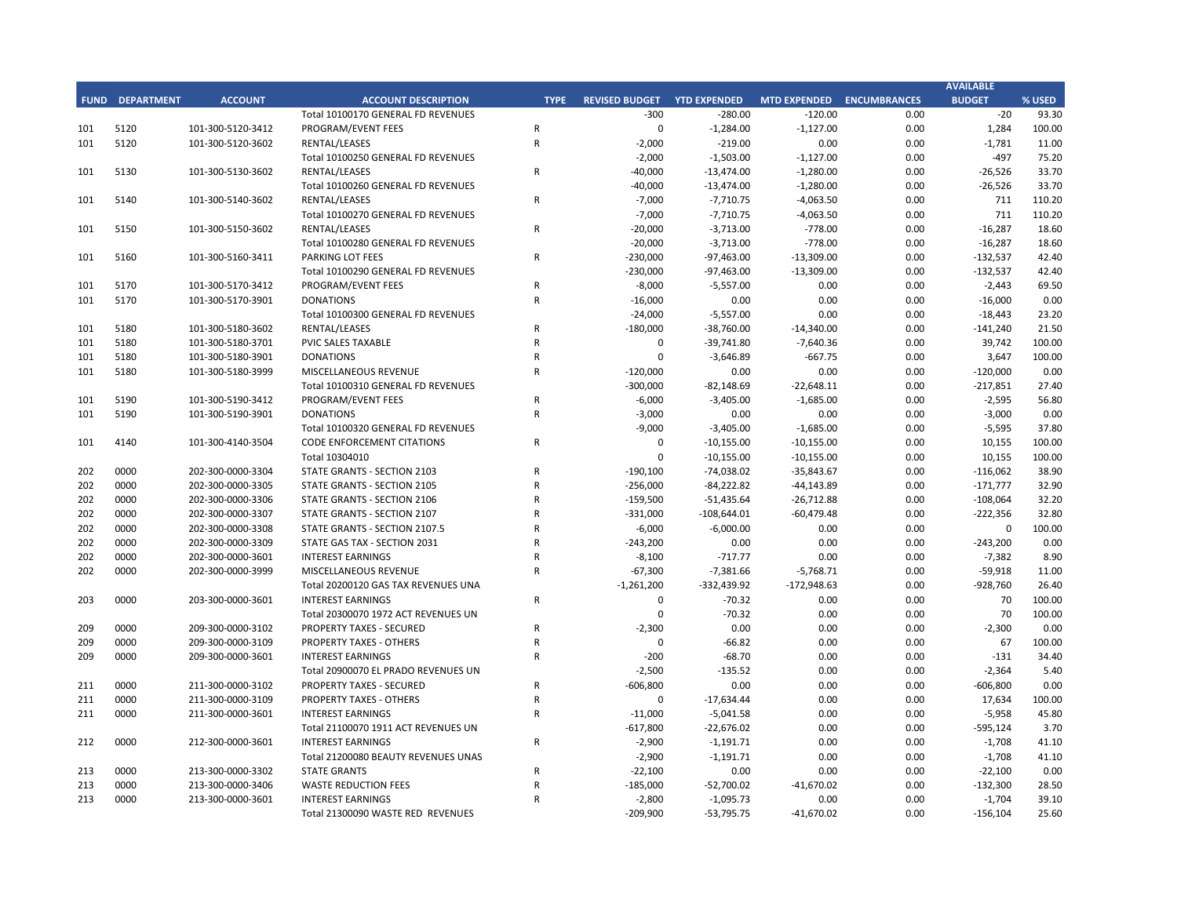| FUND | DEPARTMENT | ACCOUNT | ACCOUNT DESCRIPTION | TYPE | REVISED BUDGET | YTD EXPENDED | MTD EXPENDED | ENCUMBRANCES | AVAILABLE BUDGET | % USED |
|---|---|---|---|---|---|---|---|---|---|---|
| | | | Total 10100170 GENERAL FD REVENUES | | -300 | -280.00 | -120.00 | 0.00 | -20 | 93.30 |
| 101 | 5120 | 101-300-5120-3412 | PROGRAM/EVENT FEES | R | 0 | -1,284.00 | -1,127.00 | 0.00 | 1,284 | 100.00 |
| 101 | 5120 | 101-300-5120-3602 | RENTAL/LEASES | R | -2,000 | -219.00 | 0.00 | 0.00 | -1,781 | 11.00 |
| | | | Total 10100250 GENERAL FD REVENUES | | -2,000 | -1,503.00 | -1,127.00 | 0.00 | -497 | 75.20 |
| 101 | 5130 | 101-300-5130-3602 | RENTAL/LEASES | R | -40,000 | -13,474.00 | -1,280.00 | 0.00 | -26,526 | 33.70 |
| | | | Total 10100260 GENERAL FD REVENUES | | -40,000 | -13,474.00 | -1,280.00 | 0.00 | -26,526 | 33.70 |
| 101 | 5140 | 101-300-5140-3602 | RENTAL/LEASES | R | -7,000 | -7,710.75 | -4,063.50 | 0.00 | 711 | 110.20 |
| | | | Total 10100270 GENERAL FD REVENUES | | -7,000 | -7,710.75 | -4,063.50 | 0.00 | 711 | 110.20 |
| 101 | 5150 | 101-300-5150-3602 | RENTAL/LEASES | R | -20,000 | -3,713.00 | -778.00 | 0.00 | -16,287 | 18.60 |
| | | | Total 10100280 GENERAL FD REVENUES | | -20,000 | -3,713.00 | -778.00 | 0.00 | -16,287 | 18.60 |
| 101 | 5160 | 101-300-5160-3411 | PARKING LOT FEES | R | -230,000 | -97,463.00 | -13,309.00 | 0.00 | -132,537 | 42.40 |
| | | | Total 10100290 GENERAL FD REVENUES | | -230,000 | -97,463.00 | -13,309.00 | 0.00 | -132,537 | 42.40 |
| 101 | 5170 | 101-300-5170-3412 | PROGRAM/EVENT FEES | R | -8,000 | -5,557.00 | 0.00 | 0.00 | -2,443 | 69.50 |
| 101 | 5170 | 101-300-5170-3901 | DONATIONS | R | -16,000 | 0.00 | 0.00 | 0.00 | -16,000 | 0.00 |
| | | | Total 10100300 GENERAL FD REVENUES | | -24,000 | -5,557.00 | 0.00 | 0.00 | -18,443 | 23.20 |
| 101 | 5180 | 101-300-5180-3602 | RENTAL/LEASES | R | -180,000 | -38,760.00 | -14,340.00 | 0.00 | -141,240 | 21.50 |
| 101 | 5180 | 101-300-5180-3701 | PVIC SALES TAXABLE | R | 0 | -39,741.80 | -7,640.36 | 0.00 | 39,742 | 100.00 |
| 101 | 5180 | 101-300-5180-3901 | DONATIONS | R | 0 | -3,646.89 | -667.75 | 0.00 | 3,647 | 100.00 |
| 101 | 5180 | 101-300-5180-3999 | MISCELLANEOUS REVENUE | R | -120,000 | 0.00 | 0.00 | 0.00 | -120,000 | 0.00 |
| | | | Total 10100310 GENERAL FD REVENUES | | -300,000 | -82,148.69 | -22,648.11 | 0.00 | -217,851 | 27.40 |
| 101 | 5190 | 101-300-5190-3412 | PROGRAM/EVENT FEES | R | -6,000 | -3,405.00 | -1,685.00 | 0.00 | -2,595 | 56.80 |
| 101 | 5190 | 101-300-5190-3901 | DONATIONS | R | -3,000 | 0.00 | 0.00 | 0.00 | -3,000 | 0.00 |
| | | | Total 10100320 GENERAL FD REVENUES | | -9,000 | -3,405.00 | -1,685.00 | 0.00 | -5,595 | 37.80 |
| 101 | 4140 | 101-300-4140-3504 | CODE ENFORCEMENT CITATIONS | R | 0 | -10,155.00 | -10,155.00 | 0.00 | 10,155 | 100.00 |
| | | | Total 10304010 | | 0 | -10,155.00 | -10,155.00 | 0.00 | 10,155 | 100.00 |
| 202 | 0000 | 202-300-0000-3304 | STATE GRANTS - SECTION 2103 | R | -190,100 | -74,038.02 | -35,843.67 | 0.00 | -116,062 | 38.90 |
| 202 | 0000 | 202-300-0000-3305 | STATE GRANTS - SECTION 2105 | R | -256,000 | -84,222.82 | -44,143.89 | 0.00 | -171,777 | 32.90 |
| 202 | 0000 | 202-300-0000-3306 | STATE GRANTS - SECTION 2106 | R | -159,500 | -51,435.64 | -26,712.88 | 0.00 | -108,064 | 32.20 |
| 202 | 0000 | 202-300-0000-3307 | STATE GRANTS - SECTION 2107 | R | -331,000 | -108,644.01 | -60,479.48 | 0.00 | -222,356 | 32.80 |
| 202 | 0000 | 202-300-0000-3308 | STATE GRANTS - SECTION 2107.5 | R | -6,000 | -6,000.00 | 0.00 | 0.00 | 0 | 100.00 |
| 202 | 0000 | 202-300-0000-3309 | STATE GAS TAX - SECTION 2031 | R | -243,200 | 0.00 | 0.00 | 0.00 | -243,200 | 0.00 |
| 202 | 0000 | 202-300-0000-3601 | INTEREST EARNINGS | R | -8,100 | -717.77 | 0.00 | 0.00 | -7,382 | 8.90 |
| 202 | 0000 | 202-300-0000-3999 | MISCELLANEOUS REVENUE | R | -67,300 | -7,381.66 | -5,768.71 | 0.00 | -59,918 | 11.00 |
| | | | Total 20200120 GAS TAX REVENUES UNA | | -1,261,200 | -332,439.92 | -172,948.63 | 0.00 | -928,760 | 26.40 |
| 203 | 0000 | 203-300-0000-3601 | INTEREST EARNINGS | R | 0 | -70.32 | 0.00 | 0.00 | 70 | 100.00 |
| | | | Total 20300070 1972 ACT REVENUES UN | | 0 | -70.32 | 0.00 | 0.00 | 70 | 100.00 |
| 209 | 0000 | 209-300-0000-3102 | PROPERTY TAXES - SECURED | R | -2,300 | 0.00 | 0.00 | 0.00 | -2,300 | 0.00 |
| 209 | 0000 | 209-300-0000-3109 | PROPERTY TAXES - OTHERS | R | 0 | -66.82 | 0.00 | 0.00 | 67 | 100.00 |
| 209 | 0000 | 209-300-0000-3601 | INTEREST EARNINGS | R | -200 | -68.70 | 0.00 | 0.00 | -131 | 34.40 |
| | | | Total 20900070 EL PRADO REVENUES UN | | -2,500 | -135.52 | 0.00 | 0.00 | -2,364 | 5.40 |
| 211 | 0000 | 211-300-0000-3102 | PROPERTY TAXES - SECURED | R | -606,800 | 0.00 | 0.00 | 0.00 | -606,800 | 0.00 |
| 211 | 0000 | 211-300-0000-3109 | PROPERTY TAXES - OTHERS | R | 0 | -17,634.44 | 0.00 | 0.00 | 17,634 | 100.00 |
| 211 | 0000 | 211-300-0000-3601 | INTEREST EARNINGS | R | -11,000 | -5,041.58 | 0.00 | 0.00 | -5,958 | 45.80 |
| | | | Total 21100070 1911 ACT REVENUES UN | | -617,800 | -22,676.02 | 0.00 | 0.00 | -595,124 | 3.70 |
| 212 | 0000 | 212-300-0000-3601 | INTEREST EARNINGS | R | -2,900 | -1,191.71 | 0.00 | 0.00 | -1,708 | 41.10 |
| | | | Total 21200080 BEAUTY REVENUES UNAS | | -2,900 | -1,191.71 | 0.00 | 0.00 | -1,708 | 41.10 |
| 213 | 0000 | 213-300-0000-3302 | STATE GRANTS | R | -22,100 | 0.00 | 0.00 | 0.00 | -22,100 | 0.00 |
| 213 | 0000 | 213-300-0000-3406 | WASTE REDUCTION FEES | R | -185,000 | -52,700.02 | -41,670.02 | 0.00 | -132,300 | 28.50 |
| 213 | 0000 | 213-300-0000-3601 | INTEREST EARNINGS | R | -2,800 | -1,095.73 | 0.00 | 0.00 | -1,704 | 39.10 |
| | | | Total 21300090 WASTE RED REVENUES | | -209,900 | -53,795.75 | -41,670.02 | 0.00 | -156,104 | 25.60 |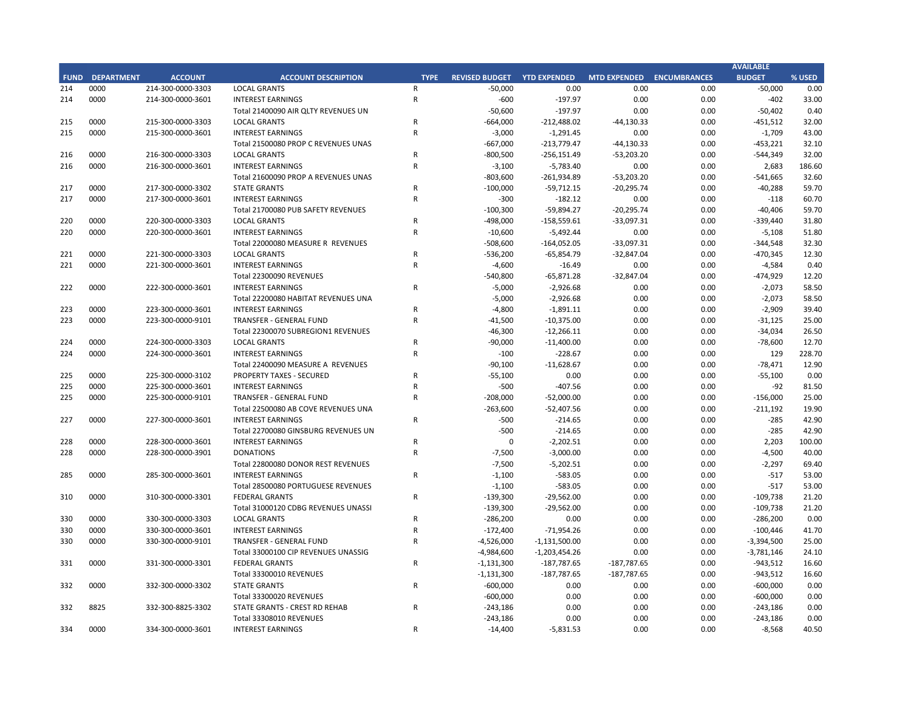| FUND | DEPARTMENT | ACCOUNT | ACCOUNT DESCRIPTION | TYPE | REVISED BUDGET | YTD EXPENDED | MTD EXPENDED | ENCUMBRANCES | AVAILABLE BUDGET | % USED |
|---|---|---|---|---|---|---|---|---|---|---|
| 214 | 0000 | 214-300-0000-3303 | LOCAL GRANTS | R | -50,000 | 0.00 | 0.00 | 0.00 | -50,000 | 0.00 |
| 214 | 0000 | 214-300-0000-3601 | INTEREST EARNINGS | R | -600 | -197.97 | 0.00 | 0.00 | -402 | 33.00 |
| | | | Total 21400090 AIR QLTY REVENUES UN | | -50,600 | -197.97 | 0.00 | 0.00 | -50,402 | 0.40 |
| 215 | 0000 | 215-300-0000-3303 | LOCAL GRANTS | R | -664,000 | -212,488.02 | -44,130.33 | 0.00 | -451,512 | 32.00 |
| 215 | 0000 | 215-300-0000-3601 | INTEREST EARNINGS | R | -3,000 | -1,291.45 | 0.00 | 0.00 | -1,709 | 43.00 |
| | | | Total 21500080 PROP C REVENUES UNAS | | -667,000 | -213,779.47 | -44,130.33 | 0.00 | -453,221 | 32.10 |
| 216 | 0000 | 216-300-0000-3303 | LOCAL GRANTS | R | -800,500 | -256,151.49 | -53,203.20 | 0.00 | -544,349 | 32.00 |
| 216 | 0000 | 216-300-0000-3601 | INTEREST EARNINGS | R | -3,100 | -5,783.40 | 0.00 | 0.00 | 2,683 | 186.60 |
| | | | Total 21600090 PROP A REVENUES UNAS | | -803,600 | -261,934.89 | -53,203.20 | 0.00 | -541,665 | 32.60 |
| 217 | 0000 | 217-300-0000-3302 | STATE GRANTS | R | -100,000 | -59,712.15 | -20,295.74 | 0.00 | -40,288 | 59.70 |
| 217 | 0000 | 217-300-0000-3601 | INTEREST EARNINGS | R | -300 | -182.12 | 0.00 | 0.00 | -118 | 60.70 |
| | | | Total 21700080 PUB SAFETY REVENUES | | -100,300 | -59,894.27 | -20,295.74 | 0.00 | -40,406 | 59.70 |
| 220 | 0000 | 220-300-0000-3303 | LOCAL GRANTS | R | -498,000 | -158,559.61 | -33,097.31 | 0.00 | -339,440 | 31.80 |
| 220 | 0000 | 220-300-0000-3601 | INTEREST EARNINGS | R | -10,600 | -5,492.44 | 0.00 | 0.00 | -5,108 | 51.80 |
| | | | Total 22000080 MEASURE R REVENUES | | -508,600 | -164,052.05 | -33,097.31 | 0.00 | -344,548 | 32.30 |
| 221 | 0000 | 221-300-0000-3303 | LOCAL GRANTS | R | -536,200 | -65,854.79 | -32,847.04 | 0.00 | -470,345 | 12.30 |
| 221 | 0000 | 221-300-0000-3601 | INTEREST EARNINGS | R | -4,600 | -16.49 | 0.00 | 0.00 | -4,584 | 0.40 |
| | | | Total 22300090 REVENUES | | -540,800 | -65,871.28 | -32,847.04 | 0.00 | -474,929 | 12.20 |
| 222 | 0000 | 222-300-0000-3601 | INTEREST EARNINGS | R | -5,000 | -2,926.68 | 0.00 | 0.00 | -2,073 | 58.50 |
| | | | Total 22200080 HABITAT REVENUES UNA | | -5,000 | -2,926.68 | 0.00 | 0.00 | -2,073 | 58.50 |
| 223 | 0000 | 223-300-0000-3601 | INTEREST EARNINGS | R | -4,800 | -1,891.11 | 0.00 | 0.00 | -2,909 | 39.40 |
| 223 | 0000 | 223-300-0000-9101 | TRANSFER - GENERAL FUND | R | -41,500 | -10,375.00 | 0.00 | 0.00 | -31,125 | 25.00 |
| | | | Total 22300070 SUBREGION1 REVENUES | | -46,300 | -12,266.11 | 0.00 | 0.00 | -34,034 | 26.50 |
| 224 | 0000 | 224-300-0000-3303 | LOCAL GRANTS | R | -90,000 | -11,400.00 | 0.00 | 0.00 | -78,600 | 12.70 |
| 224 | 0000 | 224-300-0000-3601 | INTEREST EARNINGS | R | -100 | -228.67 | 0.00 | 0.00 | 129 | 228.70 |
| | | | Total 22400090 MEASURE A REVENUES | | -90,100 | -11,628.67 | 0.00 | 0.00 | -78,471 | 12.90 |
| 225 | 0000 | 225-300-0000-3102 | PROPERTY TAXES - SECURED | R | -55,100 | 0.00 | 0.00 | 0.00 | -55,100 | 0.00 |
| 225 | 0000 | 225-300-0000-3601 | INTEREST EARNINGS | R | -500 | -407.56 | 0.00 | 0.00 | -92 | 81.50 |
| 225 | 0000 | 225-300-0000-9101 | TRANSFER - GENERAL FUND | R | -208,000 | -52,000.00 | 0.00 | 0.00 | -156,000 | 25.00 |
| | | | Total 22500080 AB COVE REVENUES UNA | | -263,600 | -52,407.56 | 0.00 | 0.00 | -211,192 | 19.90 |
| 227 | 0000 | 227-300-0000-3601 | INTEREST EARNINGS | R | -500 | -214.65 | 0.00 | 0.00 | -285 | 42.90 |
| | | | Total 22700080 GINSBURG REVENUES UN | | -500 | -214.65 | 0.00 | 0.00 | -285 | 42.90 |
| 228 | 0000 | 228-300-0000-3601 | INTEREST EARNINGS | R | 0 | -2,202.51 | 0.00 | 0.00 | 2,203 | 100.00 |
| 228 | 0000 | 228-300-0000-3901 | DONATIONS | R | -7,500 | -3,000.00 | 0.00 | 0.00 | -4,500 | 40.00 |
| | | | Total 22800080 DONOR REST REVENUES | | -7,500 | -5,202.51 | 0.00 | 0.00 | -2,297 | 69.40 |
| 285 | 0000 | 285-300-0000-3601 | INTEREST EARNINGS | R | -1,100 | -583.05 | 0.00 | 0.00 | -517 | 53.00 |
| | | | Total 28500080 PORTUGUESE REVENUES | | -1,100 | -583.05 | 0.00 | 0.00 | -517 | 53.00 |
| 310 | 0000 | 310-300-0000-3301 | FEDERAL GRANTS | R | -139,300 | -29,562.00 | 0.00 | 0.00 | -109,738 | 21.20 |
| | | | Total 31000120 CDBG REVENUES UNASSI | | -139,300 | -29,562.00 | 0.00 | 0.00 | -109,738 | 21.20 |
| 330 | 0000 | 330-300-0000-3303 | LOCAL GRANTS | R | -286,200 | 0.00 | 0.00 | 0.00 | -286,200 | 0.00 |
| 330 | 0000 | 330-300-0000-3601 | INTEREST EARNINGS | R | -172,400 | -71,954.26 | 0.00 | 0.00 | -100,446 | 41.70 |
| 330 | 0000 | 330-300-0000-9101 | TRANSFER - GENERAL FUND | R | -4,526,000 | -1,131,500.00 | 0.00 | 0.00 | -3,394,500 | 25.00 |
| | | | Total 33000100 CIP REVENUES UNASSIG | | -4,984,600 | -1,203,454.26 | 0.00 | 0.00 | -3,781,146 | 24.10 |
| 331 | 0000 | 331-300-0000-3301 | FEDERAL GRANTS | R | -1,131,300 | -187,787.65 | -187,787.65 | 0.00 | -943,512 | 16.60 |
| | | | Total 33300010 REVENUES | | -1,131,300 | -187,787.65 | -187,787.65 | 0.00 | -943,512 | 16.60 |
| 332 | 0000 | 332-300-0000-3302 | STATE GRANTS | R | -600,000 | 0.00 | 0.00 | 0.00 | -600,000 | 0.00 |
| | | | Total 33300020 REVENUES | | -600,000 | 0.00 | 0.00 | 0.00 | -600,000 | 0.00 |
| 332 | 8825 | 332-300-8825-3302 | STATE GRANTS - CREST RD REHAB | R | -243,186 | 0.00 | 0.00 | 0.00 | -243,186 | 0.00 |
| | | | Total 33308010 REVENUES | | -243,186 | 0.00 | 0.00 | 0.00 | -243,186 | 0.00 |
| 334 | 0000 | 334-300-0000-3601 | INTEREST EARNINGS | R | -14,400 | -5,831.53 | 0.00 | 0.00 | -8,568 | 40.50 |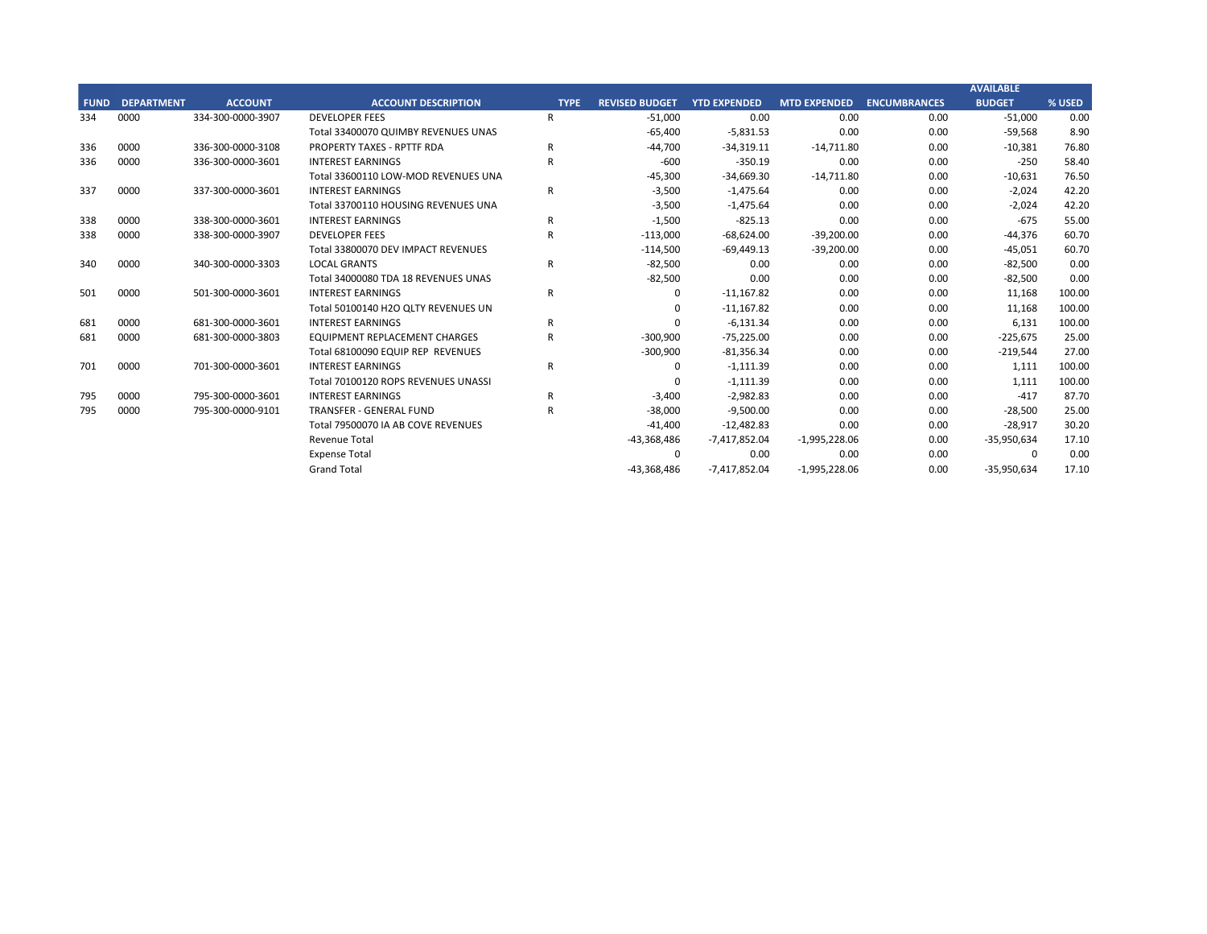| FUND | DEPARTMENT | ACCOUNT | ACCOUNT DESCRIPTION | TYPE | REVISED BUDGET | YTD EXPENDED | MTD EXPENDED | ENCUMBRANCES | AVAILABLE BUDGET | % USED |
|---|---|---|---|---|---|---|---|---|---|---|
| 334 | 0000 | 334-300-0000-3907 | DEVELOPER FEES | R | -51,000 | 0.00 | 0.00 | 0.00 | -51,000 | 0.00 |
| | | | Total 33400070 QUIMBY REVENUES UNAS | | -65,400 | -5,831.53 | 0.00 | 0.00 | -59,568 | 8.90 |
| 336 | 0000 | 336-300-0000-3108 | PROPERTY TAXES - RPTTF RDA | R | -44,700 | -34,319.11 | -14,711.80 | 0.00 | -10,381 | 76.80 |
| 336 | 0000 | 336-300-0000-3601 | INTEREST EARNINGS | R | -600 | -350.19 | 0.00 | 0.00 | -250 | 58.40 |
| | | | Total 33600110 LOW-MOD REVENUES UNA | | -45,300 | -34,669.30 | -14,711.80 | 0.00 | -10,631 | 76.50 |
| 337 | 0000 | 337-300-0000-3601 | INTEREST EARNINGS | R | -3,500 | -1,475.64 | 0.00 | 0.00 | -2,024 | 42.20 |
| | | | Total 33700110 HOUSING REVENUES UNA | | -3,500 | -1,475.64 | 0.00 | 0.00 | -2,024 | 42.20 |
| 338 | 0000 | 338-300-0000-3601 | INTEREST EARNINGS | R | -1,500 | -825.13 | 0.00 | 0.00 | -675 | 55.00 |
| 338 | 0000 | 338-300-0000-3907 | DEVELOPER FEES | R | -113,000 | -68,624.00 | -39,200.00 | 0.00 | -44,376 | 60.70 |
| | | | Total 33800070 DEV IMPACT REVENUES | | -114,500 | -69,449.13 | -39,200.00 | 0.00 | -45,051 | 60.70 |
| 340 | 0000 | 340-300-0000-3303 | LOCAL GRANTS | R | -82,500 | 0.00 | 0.00 | 0.00 | -82,500 | 0.00 |
| | | | Total 34000080 TDA 18 REVENUES UNAS | | -82,500 | 0.00 | 0.00 | 0.00 | -82,500 | 0.00 |
| 501 | 0000 | 501-300-0000-3601 | INTEREST EARNINGS | R | 0 | -11,167.82 | 0.00 | 0.00 | 11,168 | 100.00 |
| | | | Total 50100140 H2O QLTY REVENUES UN | | 0 | -11,167.82 | 0.00 | 0.00 | 11,168 | 100.00 |
| 681 | 0000 | 681-300-0000-3601 | INTEREST EARNINGS | R | 0 | -6,131.34 | 0.00 | 0.00 | 6,131 | 100.00 |
| 681 | 0000 | 681-300-0000-3803 | EQUIPMENT REPLACEMENT CHARGES | R | -300,900 | -75,225.00 | 0.00 | 0.00 | -225,675 | 25.00 |
| | | | Total 68100090 EQUIP REP REVENUES | | -300,900 | -81,356.34 | 0.00 | 0.00 | -219,544 | 27.00 |
| 701 | 0000 | 701-300-0000-3601 | INTEREST EARNINGS | R | 0 | -1,111.39 | 0.00 | 0.00 | 1,111 | 100.00 |
| | | | Total 70100120 ROPS REVENUES UNASSI | | 0 | -1,111.39 | 0.00 | 0.00 | 1,111 | 100.00 |
| 795 | 0000 | 795-300-0000-3601 | INTEREST EARNINGS | R | -3,400 | -2,982.83 | 0.00 | 0.00 | -417 | 87.70 |
| 795 | 0000 | 795-300-0000-9101 | TRANSFER - GENERAL FUND | R | -38,000 | -9,500.00 | 0.00 | 0.00 | -28,500 | 25.00 |
| | | | Total 79500070 IA AB COVE REVENUES | | -41,400 | -12,482.83 | 0.00 | 0.00 | -28,917 | 30.20 |
| | | | Revenue Total | | -43,368,486 | -7,417,852.04 | -1,995,228.06 | 0.00 | -35,950,634 | 17.10 |
| | | | Expense Total | | 0 | 0.00 | 0.00 | 0.00 | 0 | 0.00 |
| | | | Grand Total | | -43,368,486 | -7,417,852.04 | -1,995,228.06 | 0.00 | -35,950,634 | 17.10 |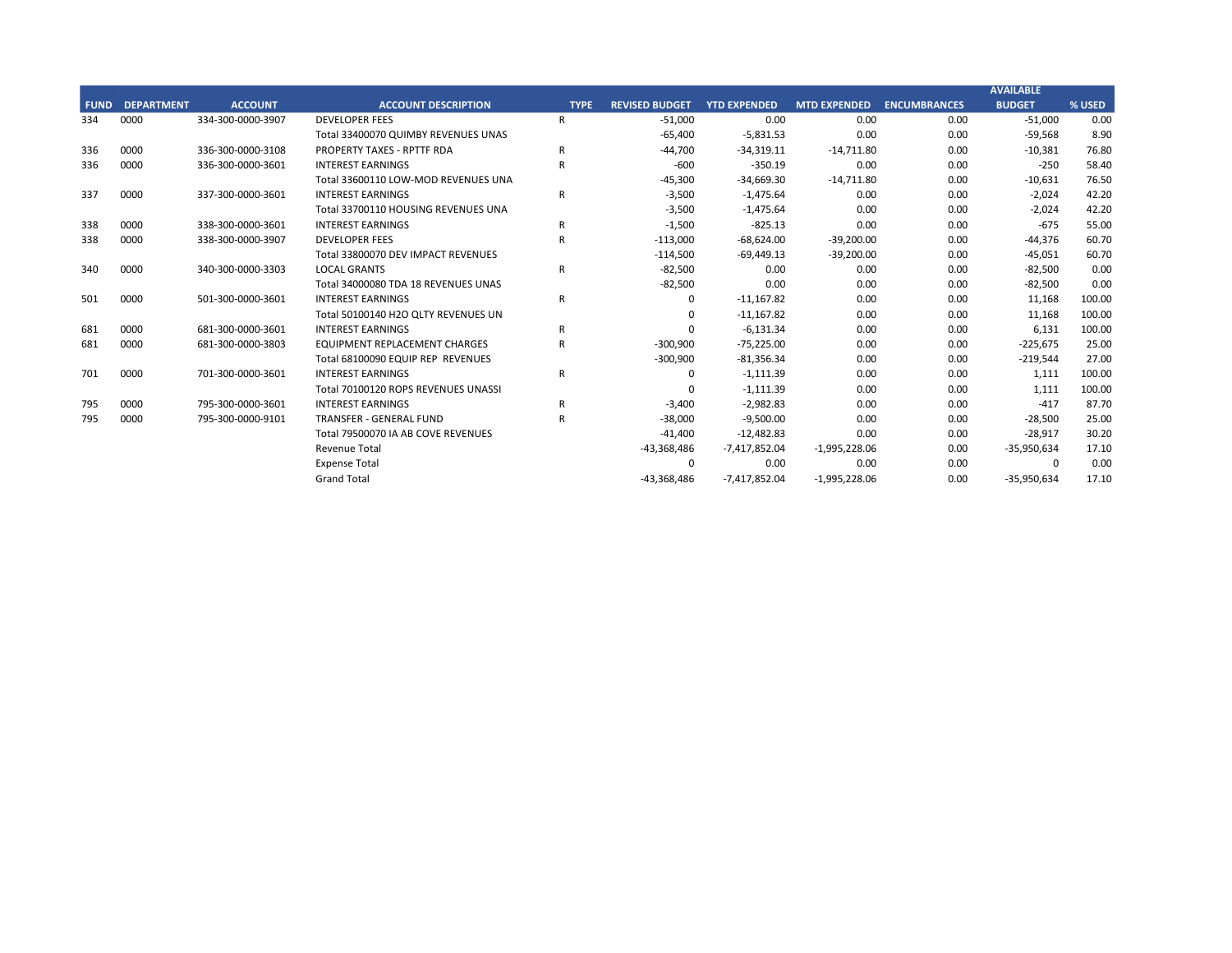| FUND | DEPARTMENT | ACCOUNT | ACCOUNT DESCRIPTION | TYPE | REVISED BUDGET | YTD EXPENDED | MTD EXPENDED | ENCUMBRANCES | AVAILABLE BUDGET | % USED |
|---|---|---|---|---|---|---|---|---|---|---|
| 334 | 0000 | 334-300-0000-3907 | DEVELOPER FEES | R | -51,000 | 0.00 | 0.00 | 0.00 | -51,000 | 0.00 |
| | | | Total 33400070 QUIMBY REVENUES UNAS | | -65,400 | -5,831.53 | 0.00 | 0.00 | -59,568 | 8.90 |
| 336 | 0000 | 336-300-0000-3108 | PROPERTY TAXES - RPTTF RDA | R | -44,700 | -34,319.11 | -14,711.80 | 0.00 | -10,381 | 76.80 |
| 336 | 0000 | 336-300-0000-3601 | INTEREST EARNINGS | R | -600 | -350.19 | 0.00 | 0.00 | -250 | 58.40 |
| | | | Total 33600110 LOW-MOD REVENUES UNA | | -45,300 | -34,669.30 | -14,711.80 | 0.00 | -10,631 | 76.50 |
| 337 | 0000 | 337-300-0000-3601 | INTEREST EARNINGS | R | -3,500 | -1,475.64 | 0.00 | 0.00 | -2,024 | 42.20 |
| | | | Total 33700110 HOUSING REVENUES UNA | | -3,500 | -1,475.64 | 0.00 | 0.00 | -2,024 | 42.20 |
| 338 | 0000 | 338-300-0000-3601 | INTEREST EARNINGS | R | -1,500 | -825.13 | 0.00 | 0.00 | -675 | 55.00 |
| 338 | 0000 | 338-300-0000-3907 | DEVELOPER FEES | R | -113,000 | -68,624.00 | -39,200.00 | 0.00 | -44,376 | 60.70 |
| | | | Total 33800070 DEV IMPACT REVENUES | | -114,500 | -69,449.13 | -39,200.00 | 0.00 | -45,051 | 60.70 |
| 340 | 0000 | 340-300-0000-3303 | LOCAL GRANTS | R | -82,500 | 0.00 | 0.00 | 0.00 | -82,500 | 0.00 |
| | | | Total 34000080 TDA 18 REVENUES UNAS | | -82,500 | 0.00 | 0.00 | 0.00 | -82,500 | 0.00 |
| 501 | 0000 | 501-300-0000-3601 | INTEREST EARNINGS | R | 0 | -11,167.82 | 0.00 | 0.00 | 11,168 | 100.00 |
| | | | Total 50100140 H2O QLTY REVENUES UN | | 0 | -11,167.82 | 0.00 | 0.00 | 11,168 | 100.00 |
| 681 | 0000 | 681-300-0000-3601 | INTEREST EARNINGS | R | 0 | -6,131.34 | 0.00 | 0.00 | 6,131 | 100.00 |
| 681 | 0000 | 681-300-0000-3803 | EQUIPMENT REPLACEMENT CHARGES | R | -300,900 | -75,225.00 | 0.00 | 0.00 | -225,675 | 25.00 |
| | | | Total 68100090 EQUIP REP REVENUES | | -300,900 | -81,356.34 | 0.00 | 0.00 | -219,544 | 27.00 |
| 701 | 0000 | 701-300-0000-3601 | INTEREST EARNINGS | R | 0 | -1,111.39 | 0.00 | 0.00 | 1,111 | 100.00 |
| | | | Total 70100120 ROPS REVENUES UNASSI | | 0 | -1,111.39 | 0.00 | 0.00 | 1,111 | 100.00 |
| 795 | 0000 | 795-300-0000-3601 | INTEREST EARNINGS | R | -3,400 | -2,982.83 | 0.00 | 0.00 | -417 | 87.70 |
| 795 | 0000 | 795-300-0000-9101 | TRANSFER - GENERAL FUND | R | -38,000 | -9,500.00 | 0.00 | 0.00 | -28,500 | 25.00 |
| | | | Total 79500070 IA AB COVE REVENUES | | -41,400 | -12,482.83 | 0.00 | 0.00 | -28,917 | 30.20 |
| | | | Revenue Total | | -43,368,486 | -7,417,852.04 | -1,995,228.06 | 0.00 | -35,950,634 | 17.10 |
| | | | Expense Total | | 0 | 0.00 | 0.00 | 0.00 | 0 | 0.00 |
| | | | Grand Total | | -43,368,486 | -7,417,852.04 | -1,995,228.06 | 0.00 | -35,950,634 | 17.10 |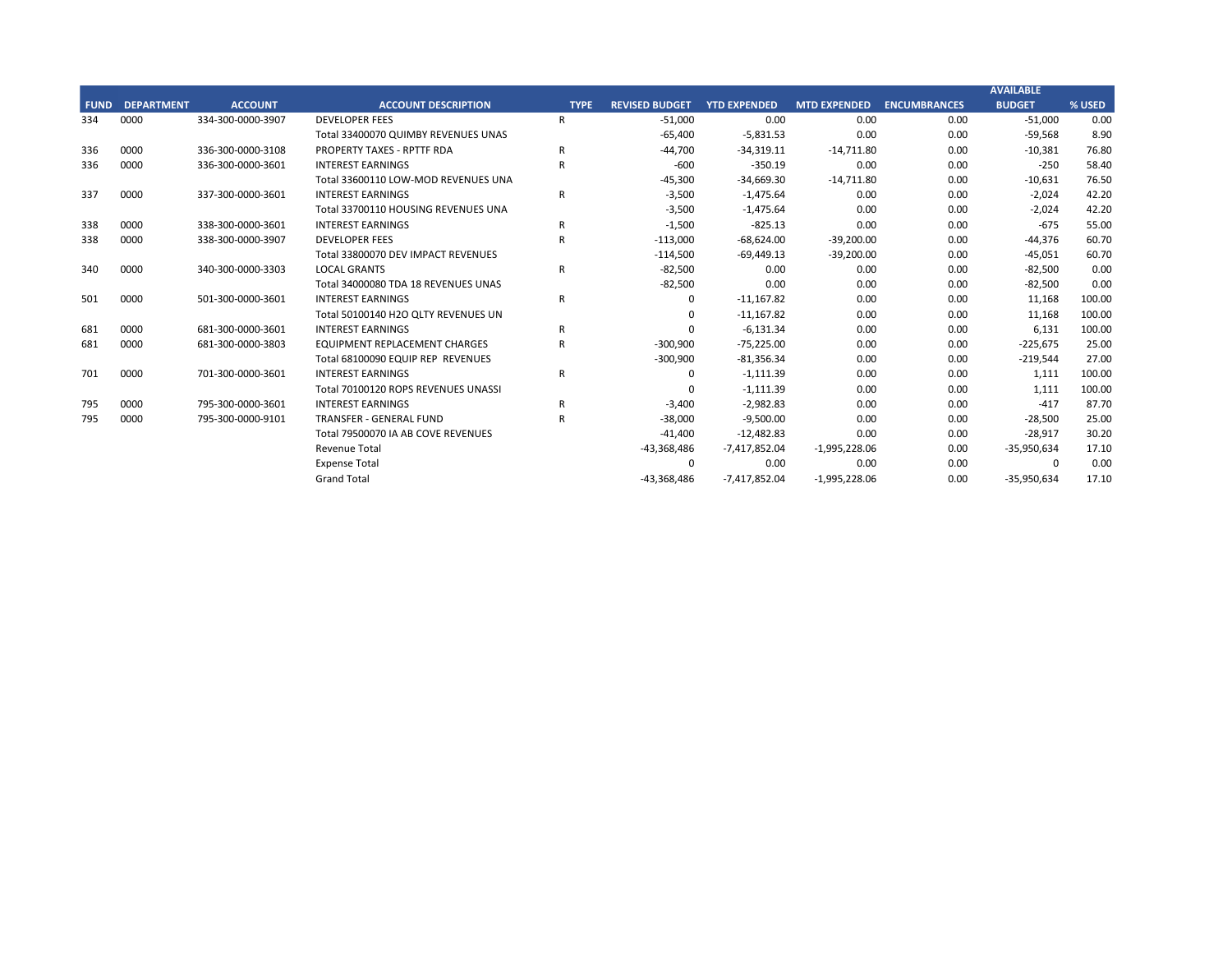| FUND | DEPARTMENT | ACCOUNT | ACCOUNT DESCRIPTION | TYPE | REVISED BUDGET | YTD EXPENDED | MTD EXPENDED | ENCUMBRANCES | AVAILABLE BUDGET | % USED |
|---|---|---|---|---|---|---|---|---|---|---|
| 334 | 0000 | 334-300-0000-3907 | DEVELOPER FEES | R | -51,000 | 0.00 | 0.00 | 0.00 | -51,000 | 0.00 |
| | | | Total 33400070 QUIMBY REVENUES UNAS | | -65,400 | -5,831.53 | 0.00 | 0.00 | -59,568 | 8.90 |
| 336 | 0000 | 336-300-0000-3108 | PROPERTY TAXES - RPTTF RDA | R | -44,700 | -34,319.11 | -14,711.80 | 0.00 | -10,381 | 76.80 |
| 336 | 0000 | 336-300-0000-3601 | INTEREST EARNINGS | R | -600 | -350.19 | 0.00 | 0.00 | -250 | 58.40 |
| | | | Total 33600110 LOW-MOD REVENUES UNA | | -45,300 | -34,669.30 | -14,711.80 | 0.00 | -10,631 | 76.50 |
| 337 | 0000 | 337-300-0000-3601 | INTEREST EARNINGS | R | -3,500 | -1,475.64 | 0.00 | 0.00 | -2,024 | 42.20 |
| | | | Total 33700110 HOUSING REVENUES UNA | | -3,500 | -1,475.64 | 0.00 | 0.00 | -2,024 | 42.20 |
| 338 | 0000 | 338-300-0000-3601 | INTEREST EARNINGS | R | -1,500 | -825.13 | 0.00 | 0.00 | -675 | 55.00 |
| 338 | 0000 | 338-300-0000-3907 | DEVELOPER FEES | R | -113,000 | -68,624.00 | -39,200.00 | 0.00 | -44,376 | 60.70 |
| | | | Total 33800070 DEV IMPACT REVENUES | | -114,500 | -69,449.13 | -39,200.00 | 0.00 | -45,051 | 60.70 |
| 340 | 0000 | 340-300-0000-3303 | LOCAL GRANTS | R | -82,500 | 0.00 | 0.00 | 0.00 | -82,500 | 0.00 |
| | | | Total 34000080 TDA 18 REVENUES UNAS | | -82,500 | 0.00 | 0.00 | 0.00 | -82,500 | 0.00 |
| 501 | 0000 | 501-300-0000-3601 | INTEREST EARNINGS | R | 0 | -11,167.82 | 0.00 | 0.00 | 11,168 | 100.00 |
| | | | Total 50100140 H2O QLTY REVENUES UN | | 0 | -11,167.82 | 0.00 | 0.00 | 11,168 | 100.00 |
| 681 | 0000 | 681-300-0000-3601 | INTEREST EARNINGS | R | 0 | -6,131.34 | 0.00 | 0.00 | 6,131 | 100.00 |
| 681 | 0000 | 681-300-0000-3803 | EQUIPMENT REPLACEMENT CHARGES | R | -300,900 | -75,225.00 | 0.00 | 0.00 | -225,675 | 25.00 |
| | | | Total 68100090 EQUIP REP REVENUES | | -300,900 | -81,356.34 | 0.00 | 0.00 | -219,544 | 27.00 |
| 701 | 0000 | 701-300-0000-3601 | INTEREST EARNINGS | R | 0 | -1,111.39 | 0.00 | 0.00 | 1,111 | 100.00 |
| | | | Total 70100120 ROPS REVENUES UNASSI | | 0 | -1,111.39 | 0.00 | 0.00 | 1,111 | 100.00 |
| 795 | 0000 | 795-300-0000-3601 | INTEREST EARNINGS | R | -3,400 | -2,982.83 | 0.00 | 0.00 | -417 | 87.70 |
| 795 | 0000 | 795-300-0000-9101 | TRANSFER - GENERAL FUND | R | -38,000 | -9,500.00 | 0.00 | 0.00 | -28,500 | 25.00 |
| | | | Total 79500070 IA AB COVE REVENUES | | -41,400 | -12,482.83 | 0.00 | 0.00 | -28,917 | 30.20 |
| | | | Revenue Total | | -43,368,486 | -7,417,852.04 | -1,995,228.06 | 0.00 | -35,950,634 | 17.10 |
| | | | Expense Total | | 0 | 0.00 | 0.00 | 0.00 | 0 | 0.00 |
| | | | Grand Total | | -43,368,486 | -7,417,852.04 | -1,995,228.06 | 0.00 | -35,950,634 | 17.10 |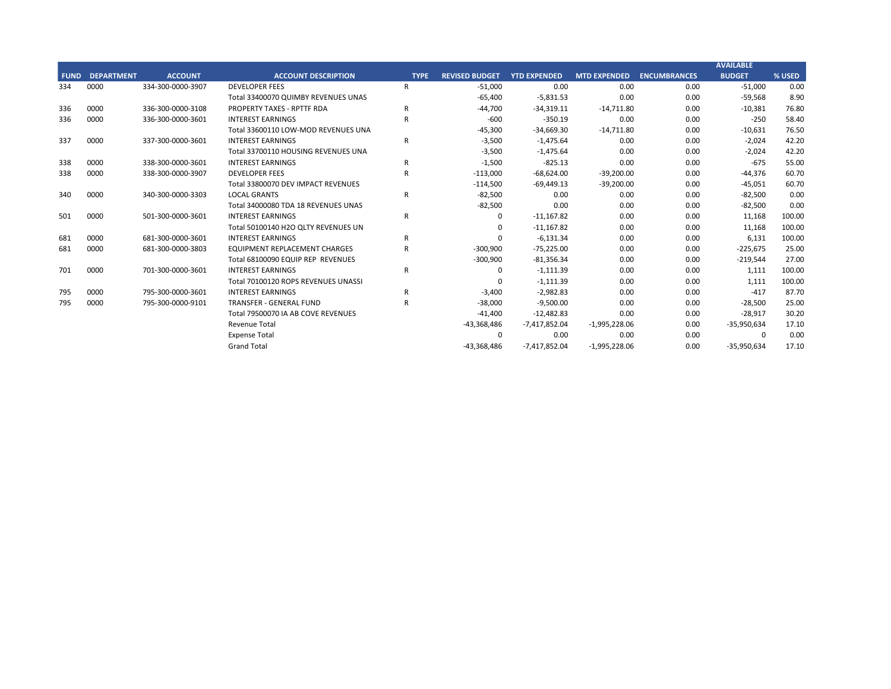| FUND | DEPARTMENT | ACCOUNT | ACCOUNT DESCRIPTION | TYPE | REVISED BUDGET | YTD EXPENDED | MTD EXPENDED | ENCUMBRANCES | AVAILABLE BUDGET | % USED |
|---|---|---|---|---|---|---|---|---|---|---|
| 334 | 0000 | 334-300-0000-3907 | DEVELOPER FEES | R | -51,000 | 0.00 | 0.00 | 0.00 | -51,000 | 0.00 |
| | | | Total 33400070 QUIMBY REVENUES UNAS | | -65,400 | -5,831.53 | 0.00 | 0.00 | -59,568 | 8.90 |
| 336 | 0000 | 336-300-0000-3108 | PROPERTY TAXES - RPTTF RDA | R | -44,700 | -34,319.11 | -14,711.80 | 0.00 | -10,381 | 76.80 |
| 336 | 0000 | 336-300-0000-3601 | INTEREST EARNINGS | R | -600 | -350.19 | 0.00 | 0.00 | -250 | 58.40 |
| | | | Total 33600110 LOW-MOD REVENUES UNA | | -45,300 | -34,669.30 | -14,711.80 | 0.00 | -10,631 | 76.50 |
| 337 | 0000 | 337-300-0000-3601 | INTEREST EARNINGS | R | -3,500 | -1,475.64 | 0.00 | 0.00 | -2,024 | 42.20 |
| | | | Total 33700110 HOUSING REVENUES UNA | | -3,500 | -1,475.64 | 0.00 | 0.00 | -2,024 | 42.20 |
| 338 | 0000 | 338-300-0000-3601 | INTEREST EARNINGS | R | -1,500 | -825.13 | 0.00 | 0.00 | -675 | 55.00 |
| 338 | 0000 | 338-300-0000-3907 | DEVELOPER FEES | R | -113,000 | -68,624.00 | -39,200.00 | 0.00 | -44,376 | 60.70 |
| | | | Total 33800070 DEV IMPACT REVENUES | | -114,500 | -69,449.13 | -39,200.00 | 0.00 | -45,051 | 60.70 |
| 340 | 0000 | 340-300-0000-3303 | LOCAL GRANTS | R | -82,500 | 0.00 | 0.00 | 0.00 | -82,500 | 0.00 |
| | | | Total 34000080 TDA 18 REVENUES UNAS | | -82,500 | 0.00 | 0.00 | 0.00 | -82,500 | 0.00 |
| 501 | 0000 | 501-300-0000-3601 | INTEREST EARNINGS | R | 0 | -11,167.82 | 0.00 | 0.00 | 11,168 | 100.00 |
| | | | Total 50100140 H2O QLTY REVENUES UN | | 0 | -11,167.82 | 0.00 | 0.00 | 11,168 | 100.00 |
| 681 | 0000 | 681-300-0000-3601 | INTEREST EARNINGS | R | 0 | -6,131.34 | 0.00 | 0.00 | 6,131 | 100.00 |
| 681 | 0000 | 681-300-0000-3803 | EQUIPMENT REPLACEMENT CHARGES | R | -300,900 | -75,225.00 | 0.00 | 0.00 | -225,675 | 25.00 |
| | | | Total 68100090 EQUIP REP REVENUES | | -300,900 | -81,356.34 | 0.00 | 0.00 | -219,544 | 27.00 |
| 701 | 0000 | 701-300-0000-3601 | INTEREST EARNINGS | R | 0 | -1,111.39 | 0.00 | 0.00 | 1,111 | 100.00 |
| | | | Total 70100120 ROPS REVENUES UNASSI | | 0 | -1,111.39 | 0.00 | 0.00 | 1,111 | 100.00 |
| 795 | 0000 | 795-300-0000-3601 | INTEREST EARNINGS | R | -3,400 | -2,982.83 | 0.00 | 0.00 | -417 | 87.70 |
| 795 | 0000 | 795-300-0000-9101 | TRANSFER - GENERAL FUND | R | -38,000 | -9,500.00 | 0.00 | 0.00 | -28,500 | 25.00 |
| | | | Total 79500070 IA AB COVE REVENUES | | -41,400 | -12,482.83 | 0.00 | 0.00 | -28,917 | 30.20 |
| | | | Revenue Total | | -43,368,486 | -7,417,852.04 | -1,995,228.06 | 0.00 | -35,950,634 | 17.10 |
| | | | Expense Total | | 0 | 0.00 | 0.00 | 0.00 | 0 | 0.00 |
| | | | Grand Total | | -43,368,486 | -7,417,852.04 | -1,995,228.06 | 0.00 | -35,950,634 | 17.10 |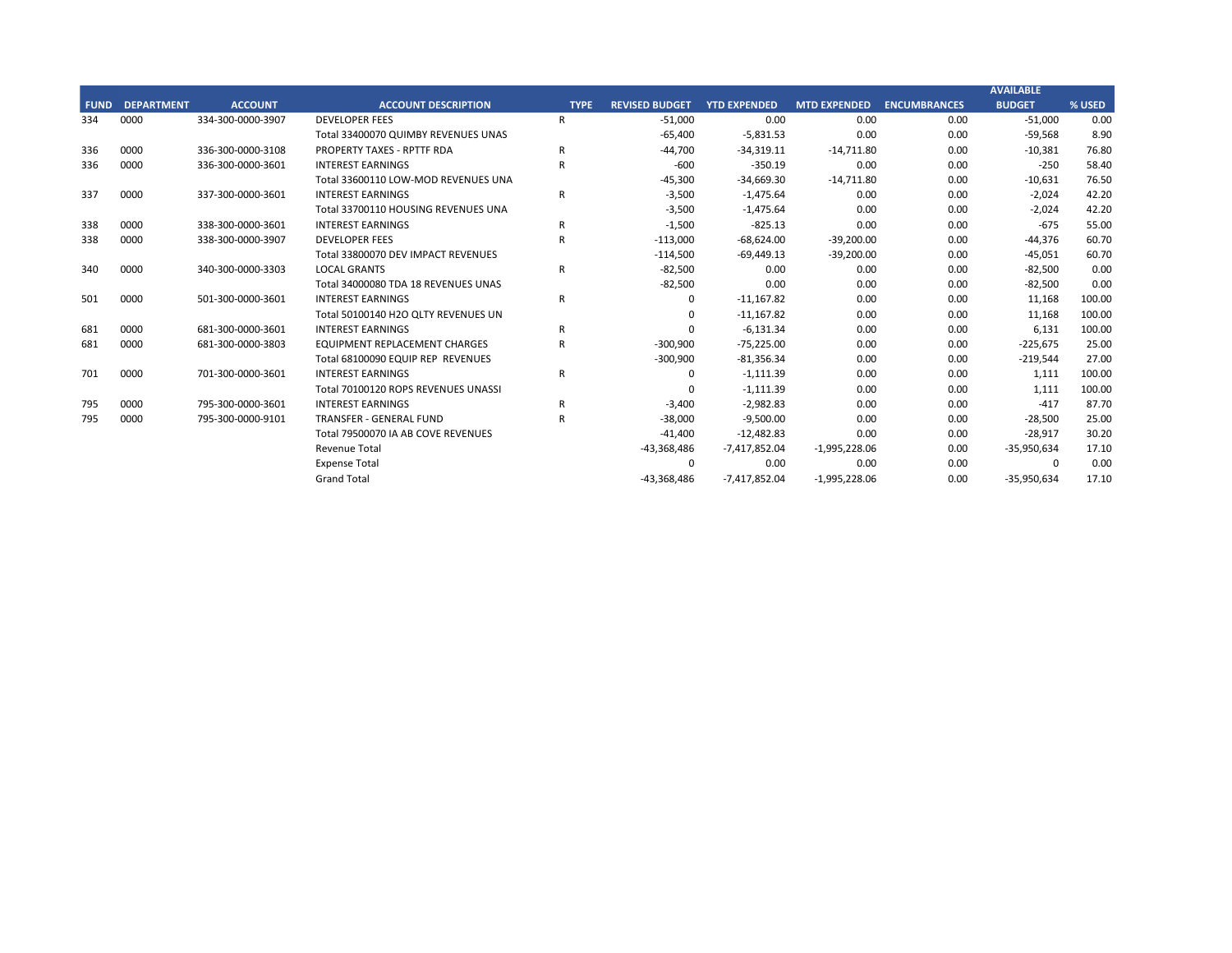| FUND | DEPARTMENT | ACCOUNT | ACCOUNT DESCRIPTION | TYPE | REVISED BUDGET | YTD EXPENDED | MTD EXPENDED | ENCUMBRANCES | AVAILABLE BUDGET | % USED |
|---|---|---|---|---|---|---|---|---|---|---|
| 334 | 0000 | 334-300-0000-3907 | DEVELOPER FEES | R | -51,000 | 0.00 | 0.00 | 0.00 | -51,000 | 0.00 |
| | | | Total 33400070 QUIMBY REVENUES UNAS | | -65,400 | -5,831.53 | 0.00 | 0.00 | -59,568 | 8.90 |
| 336 | 0000 | 336-300-0000-3108 | PROPERTY TAXES - RPTTF RDA | R | -44,700 | -34,319.11 | -14,711.80 | 0.00 | -10,381 | 76.80 |
| 336 | 0000 | 336-300-0000-3601 | INTEREST EARNINGS | R | -600 | -350.19 | 0.00 | 0.00 | -250 | 58.40 |
| | | | Total 33600110 LOW-MOD REVENUES UNA | | -45,300 | -34,669.30 | -14,711.80 | 0.00 | -10,631 | 76.50 |
| 337 | 0000 | 337-300-0000-3601 | INTEREST EARNINGS | R | -3,500 | -1,475.64 | 0.00 | 0.00 | -2,024 | 42.20 |
| | | | Total 33700110 HOUSING REVENUES UNA | | -3,500 | -1,475.64 | 0.00 | 0.00 | -2,024 | 42.20 |
| 338 | 0000 | 338-300-0000-3601 | INTEREST EARNINGS | R | -1,500 | -825.13 | 0.00 | 0.00 | -675 | 55.00 |
| 338 | 0000 | 338-300-0000-3907 | DEVELOPER FEES | R | -113,000 | -68,624.00 | -39,200.00 | 0.00 | -44,376 | 60.70 |
| | | | Total 33800070 DEV IMPACT REVENUES | | -114,500 | -69,449.13 | -39,200.00 | 0.00 | -45,051 | 60.70 |
| 340 | 0000 | 340-300-0000-3303 | LOCAL GRANTS | R | -82,500 | 0.00 | 0.00 | 0.00 | -82,500 | 0.00 |
| | | | Total 34000080 TDA 18 REVENUES UNAS | | -82,500 | 0.00 | 0.00 | 0.00 | -82,500 | 0.00 |
| 501 | 0000 | 501-300-0000-3601 | INTEREST EARNINGS | R | 0 | -11,167.82 | 0.00 | 0.00 | 11,168 | 100.00 |
| | | | Total 50100140 H2O QLTY REVENUES UN | | 0 | -11,167.82 | 0.00 | 0.00 | 11,168 | 100.00 |
| 681 | 0000 | 681-300-0000-3601 | INTEREST EARNINGS | R | 0 | -6,131.34 | 0.00 | 0.00 | 6,131 | 100.00 |
| 681 | 0000 | 681-300-0000-3803 | EQUIPMENT REPLACEMENT CHARGES | R | -300,900 | -75,225.00 | 0.00 | 0.00 | -225,675 | 25.00 |
| | | | Total 68100090 EQUIP REP REVENUES | | -300,900 | -81,356.34 | 0.00 | 0.00 | -219,544 | 27.00 |
| 701 | 0000 | 701-300-0000-3601 | INTEREST EARNINGS | R | 0 | -1,111.39 | 0.00 | 0.00 | 1,111 | 100.00 |
| | | | Total 70100120 ROPS REVENUES UNASSI | | 0 | -1,111.39 | 0.00 | 0.00 | 1,111 | 100.00 |
| 795 | 0000 | 795-300-0000-3601 | INTEREST EARNINGS | R | -3,400 | -2,982.83 | 0.00 | 0.00 | -417 | 87.70 |
| 795 | 0000 | 795-300-0000-9101 | TRANSFER - GENERAL FUND | R | -38,000 | -9,500.00 | 0.00 | 0.00 | -28,500 | 25.00 |
| | | | Total 79500070 IA AB COVE REVENUES | | -41,400 | -12,482.83 | 0.00 | 0.00 | -28,917 | 30.20 |
| | | | Revenue Total | | -43,368,486 | -7,417,852.04 | -1,995,228.06 | 0.00 | -35,950,634 | 17.10 |
| | | | Expense Total | | 0 | 0.00 | 0.00 | 0.00 | 0 | 0.00 |
| | | | Grand Total | | -43,368,486 | -7,417,852.04 | -1,995,228.06 | 0.00 | -35,950,634 | 17.10 |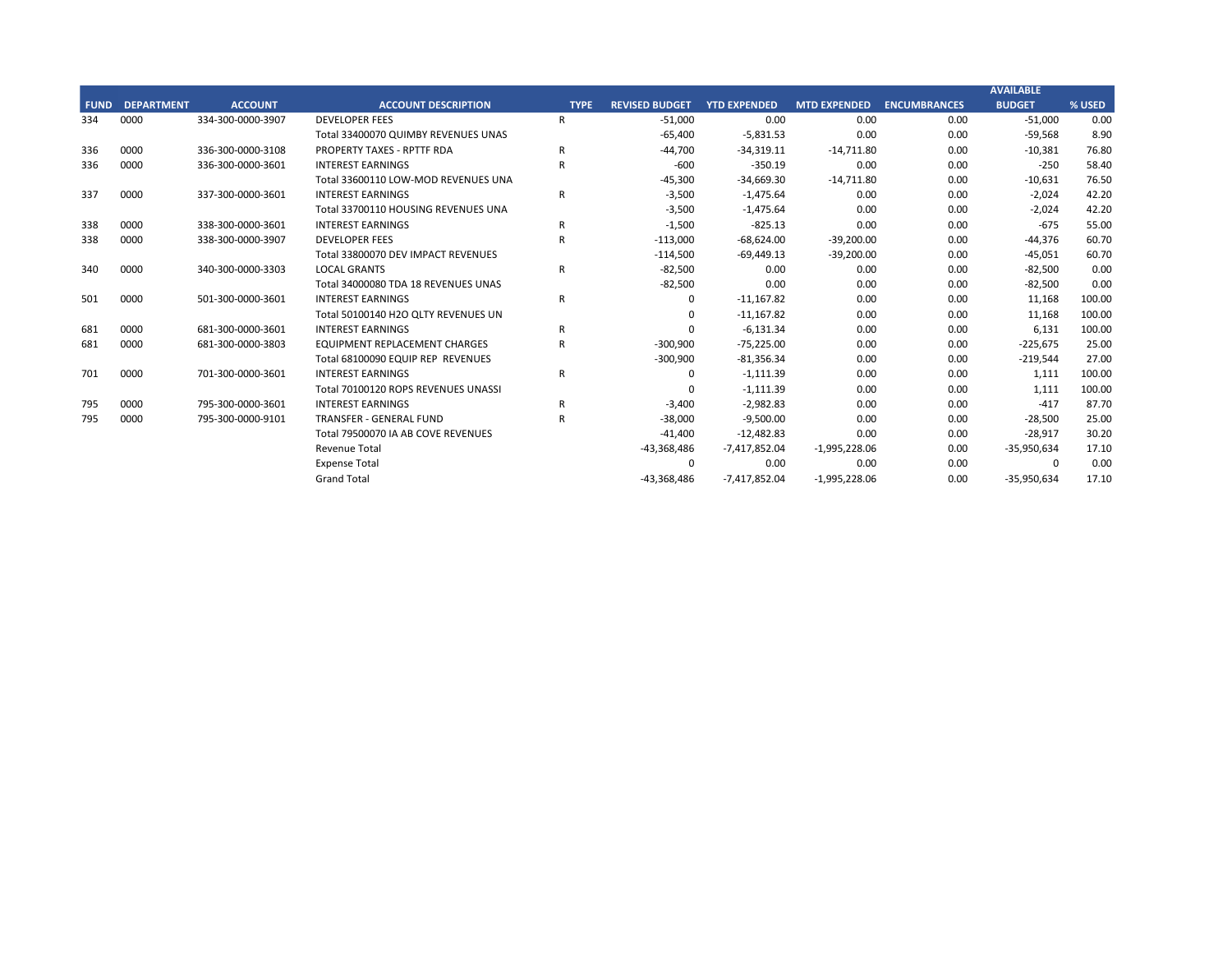| FUND | DEPARTMENT | ACCOUNT | ACCOUNT DESCRIPTION | TYPE | REVISED BUDGET | YTD EXPENDED | MTD EXPENDED | ENCUMBRANCES | AVAILABLE BUDGET | % USED |
|---|---|---|---|---|---|---|---|---|---|---|
| 334 | 0000 | 334-300-0000-3907 | DEVELOPER FEES | R | -51,000 | 0.00 | 0.00 | 0.00 | -51,000 | 0.00 |
| | | | Total 33400070 QUIMBY REVENUES UNAS | | -65,400 | -5,831.53 | 0.00 | 0.00 | -59,568 | 8.90 |
| 336 | 0000 | 336-300-0000-3108 | PROPERTY TAXES - RPTTF RDA | R | -44,700 | -34,319.11 | -14,711.80 | 0.00 | -10,381 | 76.80 |
| 336 | 0000 | 336-300-0000-3601 | INTEREST EARNINGS | R | -600 | -350.19 | 0.00 | 0.00 | -250 | 58.40 |
| | | | Total 33600110 LOW-MOD REVENUES UNA | | -45,300 | -34,669.30 | -14,711.80 | 0.00 | -10,631 | 76.50 |
| 337 | 0000 | 337-300-0000-3601 | INTEREST EARNINGS | R | -3,500 | -1,475.64 | 0.00 | 0.00 | -2,024 | 42.20 |
| | | | Total 33700110 HOUSING REVENUES UNA | | -3,500 | -1,475.64 | 0.00 | 0.00 | -2,024 | 42.20 |
| 338 | 0000 | 338-300-0000-3601 | INTEREST EARNINGS | R | -1,500 | -825.13 | 0.00 | 0.00 | -675 | 55.00 |
| 338 | 0000 | 338-300-0000-3907 | DEVELOPER FEES | R | -113,000 | -68,624.00 | -39,200.00 | 0.00 | -44,376 | 60.70 |
| | | | Total 33800070 DEV IMPACT REVENUES | | -114,500 | -69,449.13 | -39,200.00 | 0.00 | -45,051 | 60.70 |
| 340 | 0000 | 340-300-0000-3303 | LOCAL GRANTS | R | -82,500 | 0.00 | 0.00 | 0.00 | -82,500 | 0.00 |
| | | | Total 34000080 TDA 18 REVENUES UNAS | | -82,500 | 0.00 | 0.00 | 0.00 | -82,500 | 0.00 |
| 501 | 0000 | 501-300-0000-3601 | INTEREST EARNINGS | R | 0 | -11,167.82 | 0.00 | 0.00 | 11,168 | 100.00 |
| | | | Total 50100140 H2O QLTY REVENUES UN | | 0 | -11,167.82 | 0.00 | 0.00 | 11,168 | 100.00 |
| 681 | 0000 | 681-300-0000-3601 | INTEREST EARNINGS | R | 0 | -6,131.34 | 0.00 | 0.00 | 6,131 | 100.00 |
| 681 | 0000 | 681-300-0000-3803 | EQUIPMENT REPLACEMENT CHARGES | R | -300,900 | -75,225.00 | 0.00 | 0.00 | -225,675 | 25.00 |
| | | | Total 68100090 EQUIP REP REVENUES | | -300,900 | -81,356.34 | 0.00 | 0.00 | -219,544 | 27.00 |
| 701 | 0000 | 701-300-0000-3601 | INTEREST EARNINGS | R | 0 | -1,111.39 | 0.00 | 0.00 | 1,111 | 100.00 |
| | | | Total 70100120 ROPS REVENUES UNASSI | | 0 | -1,111.39 | 0.00 | 0.00 | 1,111 | 100.00 |
| 795 | 0000 | 795-300-0000-3601 | INTEREST EARNINGS | R | -3,400 | -2,982.83 | 0.00 | 0.00 | -417 | 87.70 |
| 795 | 0000 | 795-300-0000-9101 | TRANSFER - GENERAL FUND | R | -38,000 | -9,500.00 | 0.00 | 0.00 | -28,500 | 25.00 |
| | | | Total 79500070 IA AB COVE REVENUES | | -41,400 | -12,482.83 | 0.00 | 0.00 | -28,917 | 30.20 |
| | | | Revenue Total | | -43,368,486 | -7,417,852.04 | -1,995,228.06 | 0.00 | -35,950,634 | 17.10 |
| | | | Expense Total | | 0 | 0.00 | 0.00 | 0.00 | 0 | 0.00 |
| | | | Grand Total | | -43,368,486 | -7,417,852.04 | -1,995,228.06 | 0.00 | -35,950,634 | 17.10 |